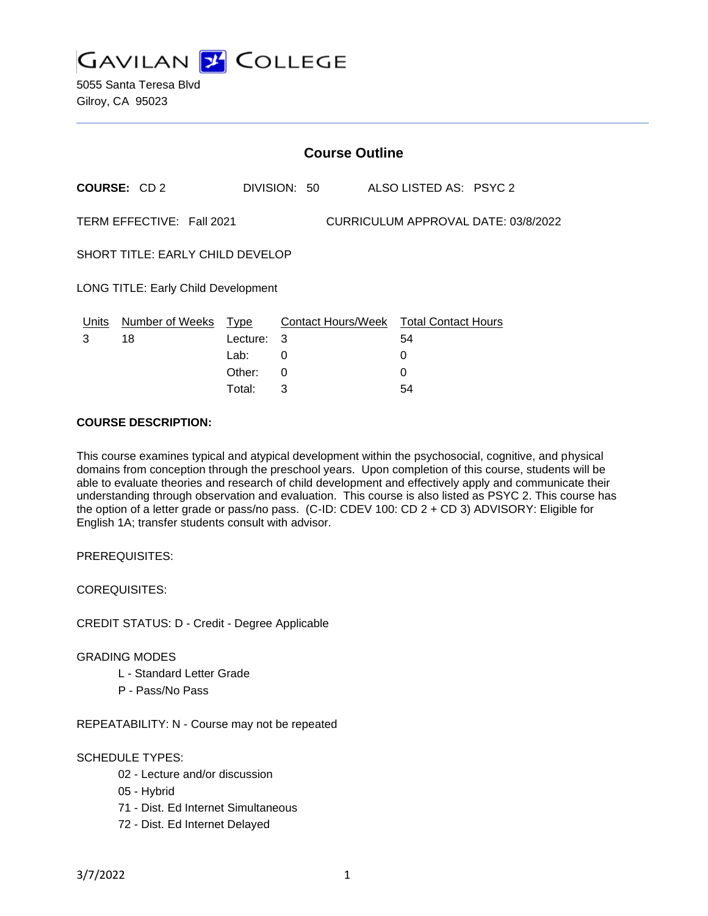# GAVILAN COLLEGE

5055 Santa Teresa Blvd
Gilroy, CA 95023

---

## Course Outline

**COURSE:** CD 2 DIVISION: 50 ALSO LISTED AS: PSYC 2

TERM EFFECTIVE: Fall 2021 CURRICULUM APPROVAL DATE: 03/8/2022

SHORT TITLE: EARLY CHILD DEVELOP

LONG TITLE: Early Child Development

| Units | Number of Weeks | Type | Contact Hours/Week | Total Contact Hours |
|---|---|---|---|---|
| 3 | 18 | Lecture: | 3 | 54 |
| | | Lab: | 0 | 0 |
| | | Other: | 0 | 0 |
| | | Total: | 3 | 54 |

**COURSE DESCRIPTION:**

This course examines typical and atypical development within the psychosocial, cognitive, and physical domains from conception through the preschool years. Upon completion of this course, students will be able to evaluate theories and research of child development and effectively apply and communicate their understanding through observation and evaluation. This course is also listed as PSYC 2. This course has the option of a letter grade or pass/no pass. (C-ID: CDEV 100: CD 2 + CD 3) ADVISORY: Eligible for English 1A; transfer students consult with advisor.

PREREQUISITES:

COREQUISITES:

CREDIT STATUS: D - Credit - Degree Applicable

GRADING MODES

- L - Standard Letter Grade
- P - Pass/No Pass

REPEATABILITY: N - Course may not be repeated

SCHEDULE TYPES:

- 02 - Lecture and/or discussion
- 05 - Hybrid
- 71 - Dist. Ed Internet Simultaneous
- 72 - Dist. Ed Internet Delayed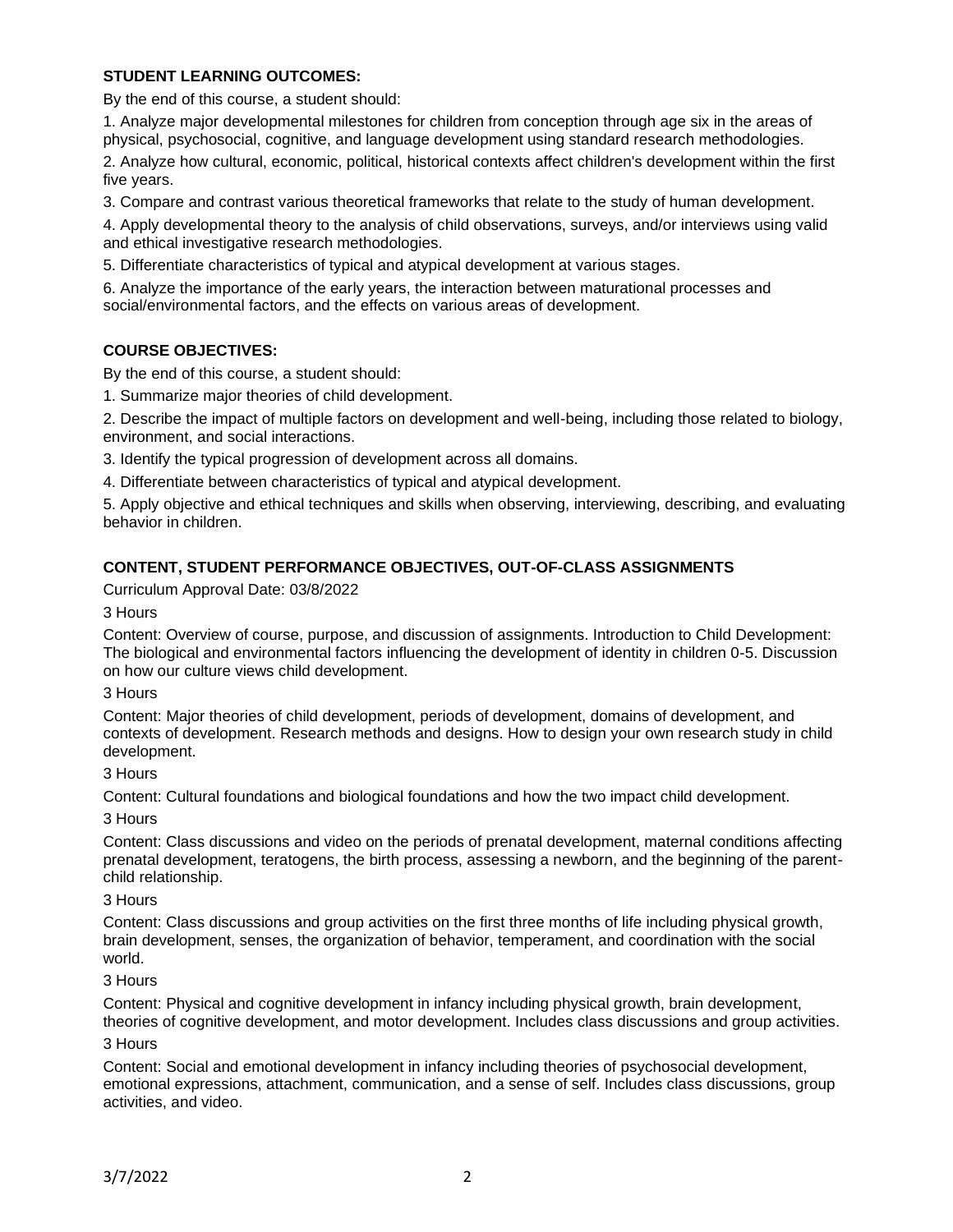**STUDENT LEARNING OUTCOMES:**

By the end of this course, a student should:

1. Analyze major developmental milestones for children from conception through age six in the areas of physical, psychosocial, cognitive, and language development using standard research methodologies.

2. Analyze how cultural, economic, political, historical contexts affect children's development within the first five years.

3. Compare and contrast various theoretical frameworks that relate to the study of human development.

4. Apply developmental theory to the analysis of child observations, surveys, and/or interviews using valid and ethical investigative research methodologies.

5. Differentiate characteristics of typical and atypical development at various stages.

6. Analyze the importance of the early years, the interaction between maturational processes and social/environmental factors, and the effects on various areas of development.

**COURSE OBJECTIVES:**

By the end of this course, a student should:

1. Summarize major theories of child development.

2. Describe the impact of multiple factors on development and well-being, including those related to biology, environment, and social interactions.

3. Identify the typical progression of development across all domains.

4. Differentiate between characteristics of typical and atypical development.

5. Apply objective and ethical techniques and skills when observing, interviewing, describing, and evaluating behavior in children.

**CONTENT, STUDENT PERFORMANCE OBJECTIVES, OUT-OF-CLASS ASSIGNMENTS**

Curriculum Approval Date: 03/8/2022

3 Hours

Content: Overview of course, purpose, and discussion of assignments. Introduction to Child Development: The biological and environmental factors influencing the development of identity in children 0-5. Discussion on how our culture views child development.

3 Hours

Content: Major theories of child development, periods of development, domains of development, and contexts of development. Research methods and designs. How to design your own research study in child development.

3 Hours

Content: Cultural foundations and biological foundations and how the two impact child development.

3 Hours

Content: Class discussions and video on the periods of prenatal development, maternal conditions affecting prenatal development, teratogens, the birth process, assessing a newborn, and the beginning of the parent-child relationship.

3 Hours

Content: Class discussions and group activities on the first three months of life including physical growth, brain development, senses, the organization of behavior, temperament, and coordination with the social world.

3 Hours

Content: Physical and cognitive development in infancy including physical growth, brain development, theories of cognitive development, and motor development. Includes class discussions and group activities.

3 Hours

Content: Social and emotional development in infancy including theories of psychosocial development, emotional expressions, attachment, communication, and a sense of self. Includes class discussions, group activities, and video.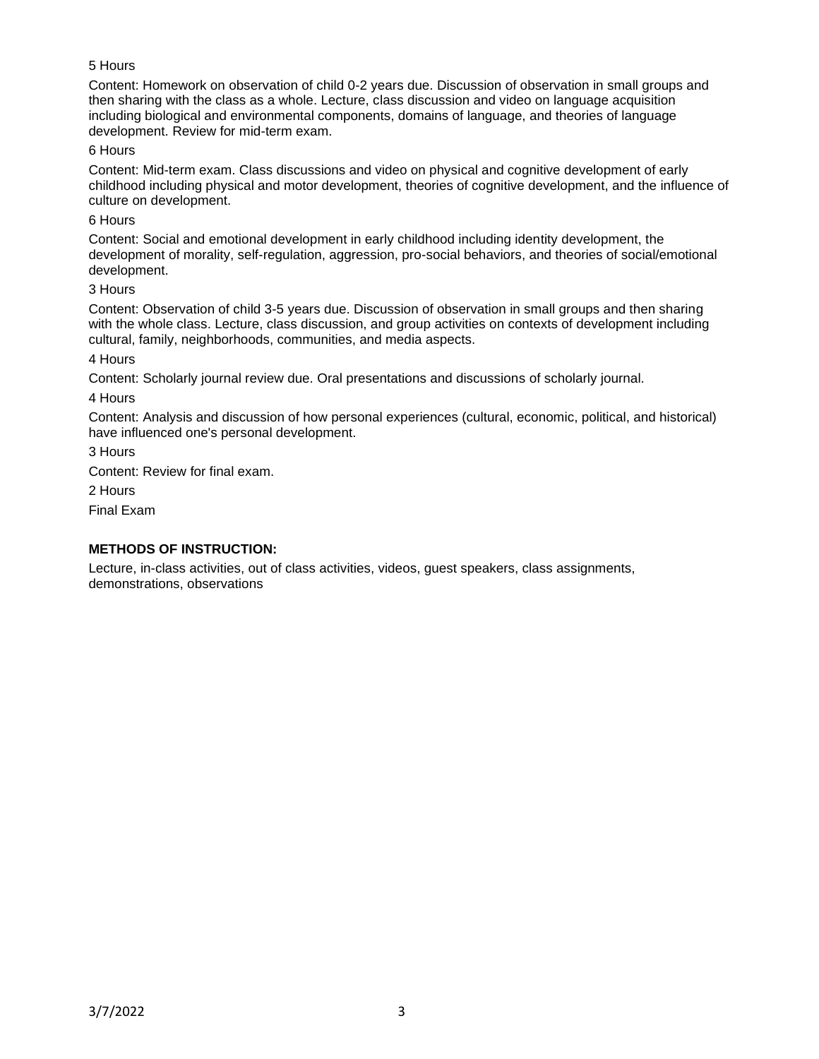5 Hours

Content: Homework on observation of child 0-2 years due. Discussion of observation in small groups and then sharing with the class as a whole. Lecture, class discussion and video on language acquisition including biological and environmental components, domains of language, and theories of language development. Review for mid-term exam.

6 Hours

Content: Mid-term exam. Class discussions and video on physical and cognitive development of early childhood including physical and motor development, theories of cognitive development, and the influence of culture on development.

6 Hours

Content: Social and emotional development in early childhood including identity development, the development of morality, self-regulation, aggression, pro-social behaviors, and theories of social/emotional development.

3 Hours

Content: Observation of child 3-5 years due. Discussion of observation in small groups and then sharing with the whole class. Lecture, class discussion, and group activities on contexts of development including cultural, family, neighborhoods, communities, and media aspects.

4 Hours

Content: Scholarly journal review due. Oral presentations and discussions of scholarly journal.

4 Hours

Content: Analysis and discussion of how personal experiences (cultural, economic, political, and historical) have influenced one's personal development.

3 Hours

Content: Review for final exam.

2 Hours

Final Exam

**METHODS OF INSTRUCTION:**

Lecture, in-class activities, out of class activities, videos, guest speakers, class assignments, demonstrations, observations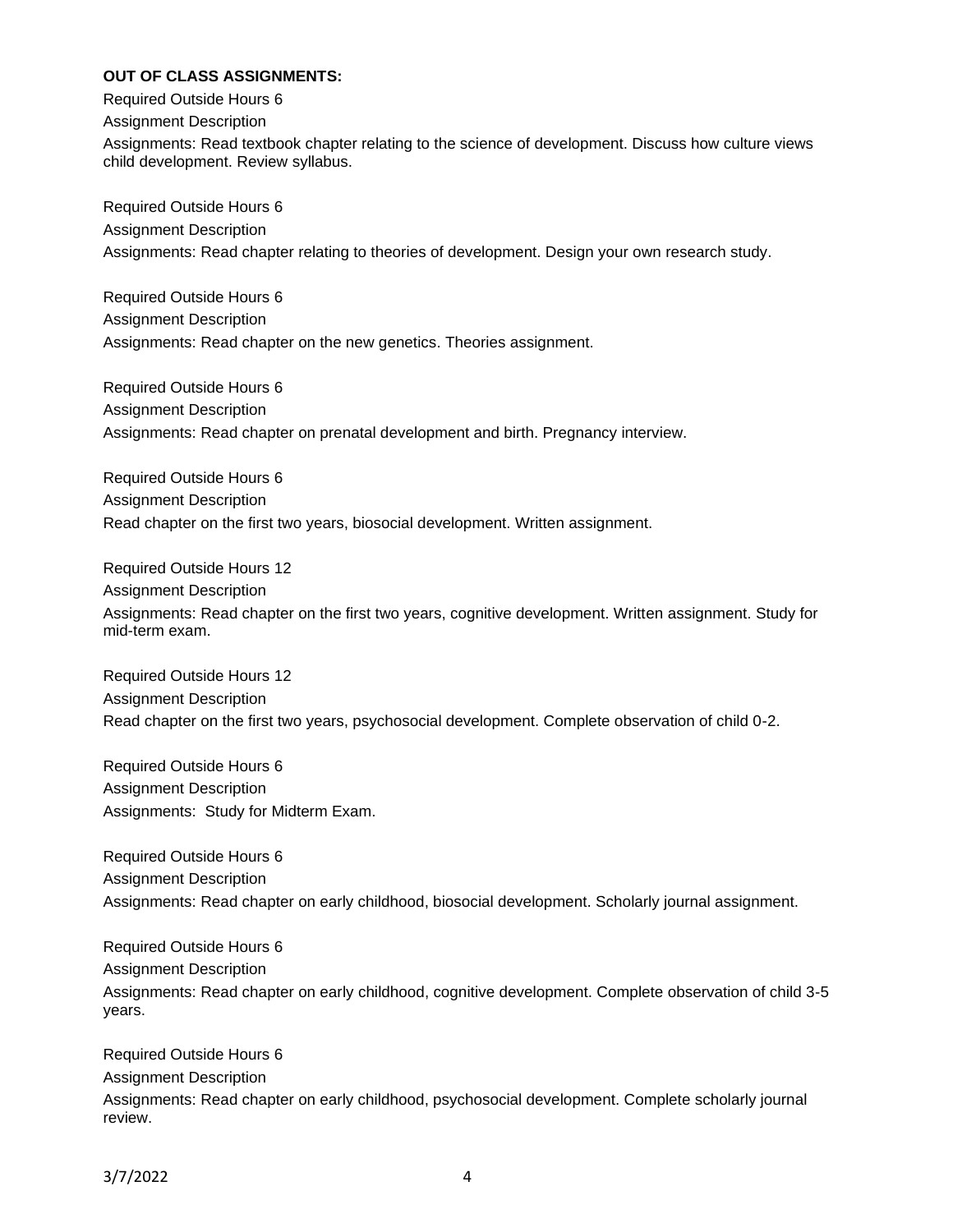**OUT OF CLASS ASSIGNMENTS:**

Required Outside Hours 6

Assignment Description

Assignments: Read textbook chapter relating to the science of development. Discuss how culture views child development. Review syllabus.

Required Outside Hours 6

Assignment Description

Assignments: Read chapter relating to theories of development. Design your own research study.

Required Outside Hours 6

Assignment Description

Assignments: Read chapter on the new genetics. Theories assignment.

Required Outside Hours 6

Assignment Description

Assignments: Read chapter on prenatal development and birth. Pregnancy interview.

Required Outside Hours 6

Assignment Description

Read chapter on the first two years, biosocial development. Written assignment.

Required Outside Hours 12

Assignment Description

Assignments: Read chapter on the first two years, cognitive development. Written assignment. Study for mid-term exam.

Required Outside Hours 12

Assignment Description

Read chapter on the first two years, psychosocial development. Complete observation of child 0-2.

Required Outside Hours 6

Assignment Description

Assignments: Study for Midterm Exam.

Required Outside Hours 6

Assignment Description

Assignments: Read chapter on early childhood, biosocial development. Scholarly journal assignment.

Required Outside Hours 6

Assignment Description

Assignments: Read chapter on early childhood, cognitive development. Complete observation of child 3-5 years.

Required Outside Hours 6

Assignment Description

Assignments: Read chapter on early childhood, psychosocial development. Complete scholarly journal review.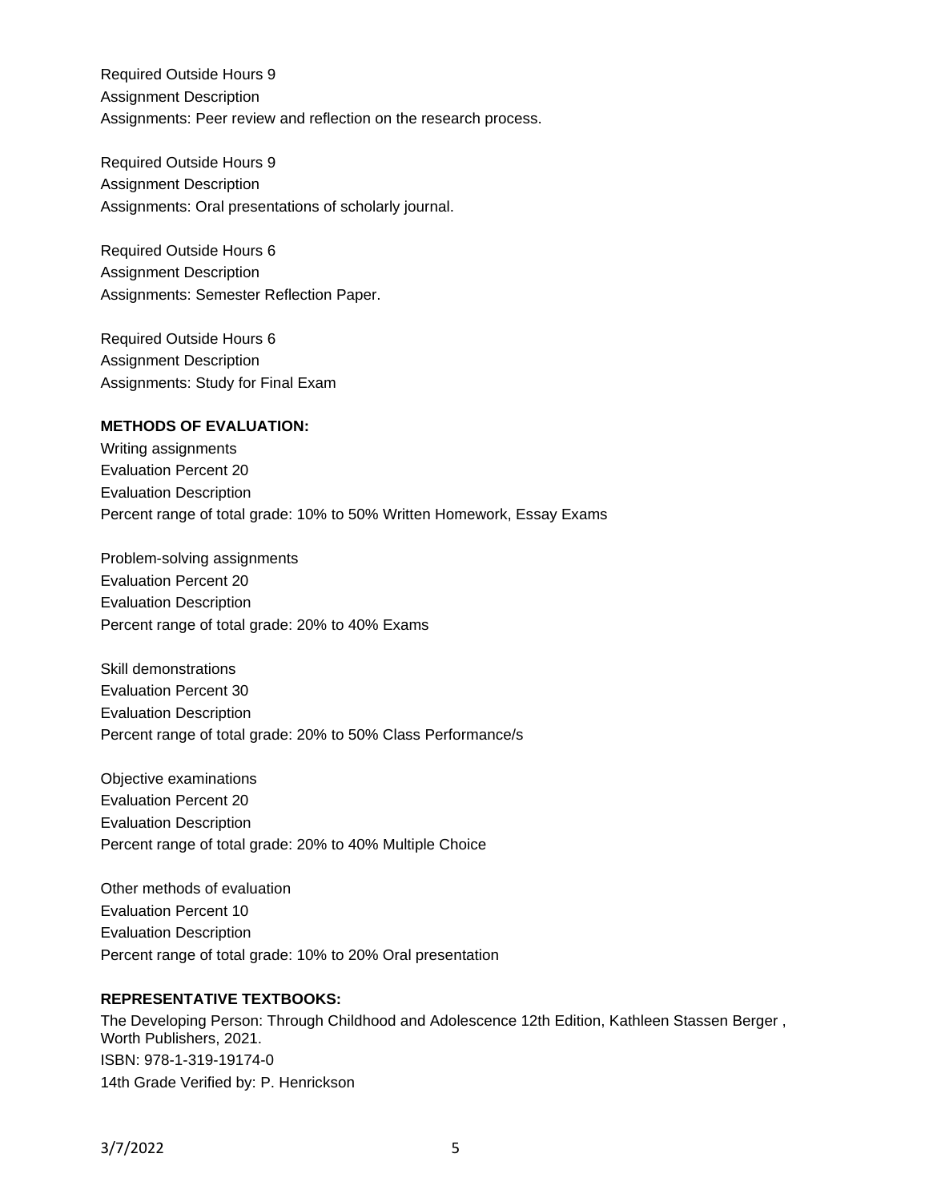Required Outside Hours 9
Assignment Description
Assignments: Peer review and reflection on the research process.

Required Outside Hours 9
Assignment Description
Assignments: Oral presentations of scholarly journal.

Required Outside Hours 6
Assignment Description
Assignments: Semester Reflection Paper.

Required Outside Hours 6
Assignment Description
Assignments: Study for Final Exam

**METHODS OF EVALUATION:**

Writing assignments
Evaluation Percent 20
Evaluation Description
Percent range of total grade: 10% to 50% Written Homework, Essay Exams

Problem-solving assignments
Evaluation Percent 20
Evaluation Description
Percent range of total grade: 20% to 40% Exams

Skill demonstrations
Evaluation Percent 30
Evaluation Description
Percent range of total grade: 20% to 50% Class Performance/s

Objective examinations
Evaluation Percent 20
Evaluation Description
Percent range of total grade: 20% to 40% Multiple Choice

Other methods of evaluation
Evaluation Percent 10
Evaluation Description
Percent range of total grade: 10% to 20% Oral presentation

**REPRESENTATIVE TEXTBOOKS:**

The Developing Person: Through Childhood and Adolescence 12th Edition, Kathleen Stassen Berger , Worth Publishers, 2021.
ISBN: 978-1-319-19174-0
14th Grade Verified by: P. Henrickson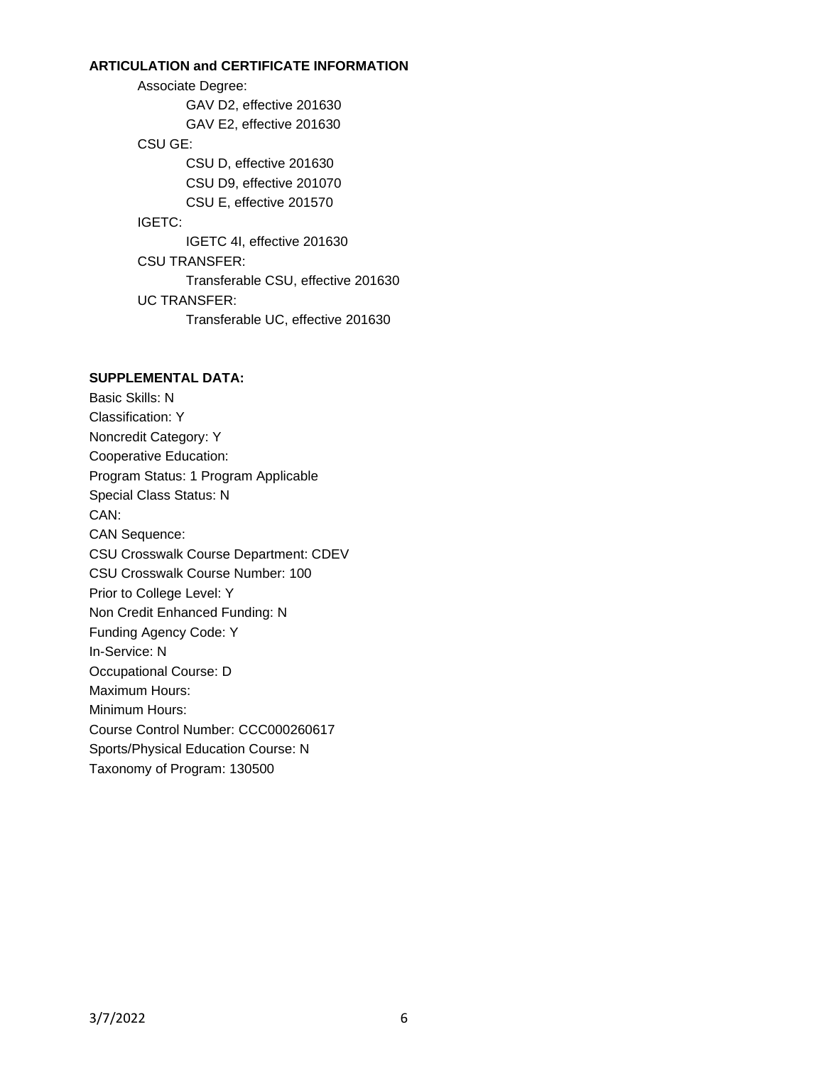**ARTICULATION and CERTIFICATE INFORMATION**

- Associate Degree:
  - GAV D2, effective 201630
  - GAV E2, effective 201630
- CSU GE:
  - CSU D, effective 201630
  - CSU D9, effective 201070
  - CSU E, effective 201570
- IGETC:
  - IGETC 4I, effective 201630
- CSU TRANSFER:
  - Transferable CSU, effective 201630
- UC TRANSFER:
  - Transferable UC, effective 201630

**SUPPLEMENTAL DATA:**

Basic Skills: N
Classification: Y
Noncredit Category: Y
Cooperative Education:
Program Status: 1 Program Applicable
Special Class Status: N
CAN:
CAN Sequence:
CSU Crosswalk Course Department: CDEV
CSU Crosswalk Course Number: 100
Prior to College Level: Y
Non Credit Enhanced Funding: N
Funding Agency Code: Y
In-Service: N
Occupational Course: D
Maximum Hours:
Minimum Hours:
Course Control Number: CCC000260617
Sports/Physical Education Course: N
Taxonomy of Program: 130500